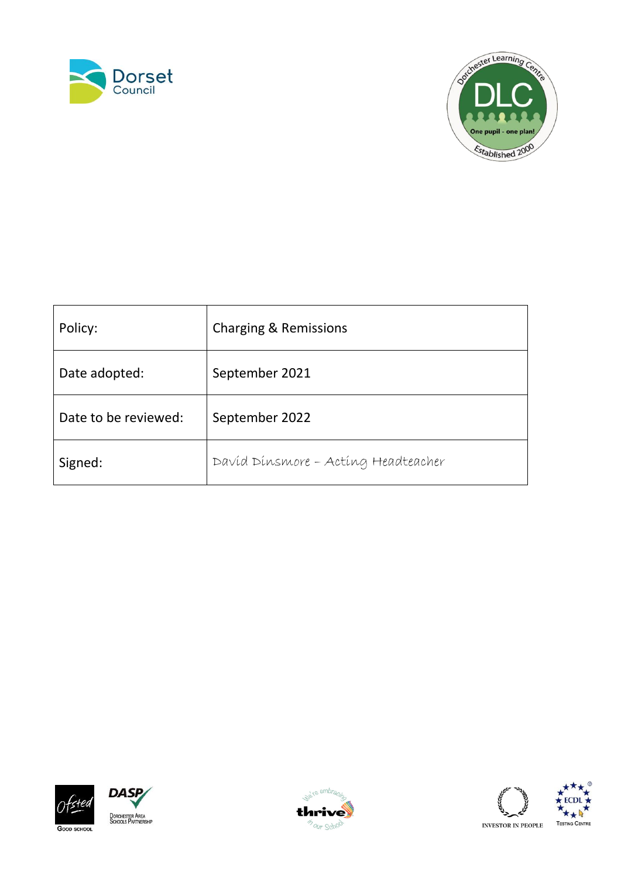| Policy: | Charging & Remissions |
|---|---|
| Date adopted: | September 2021 |
| Date to be reviewed: | September 2022 |
| Signed: | David Dinsmore – Acting Headteacher |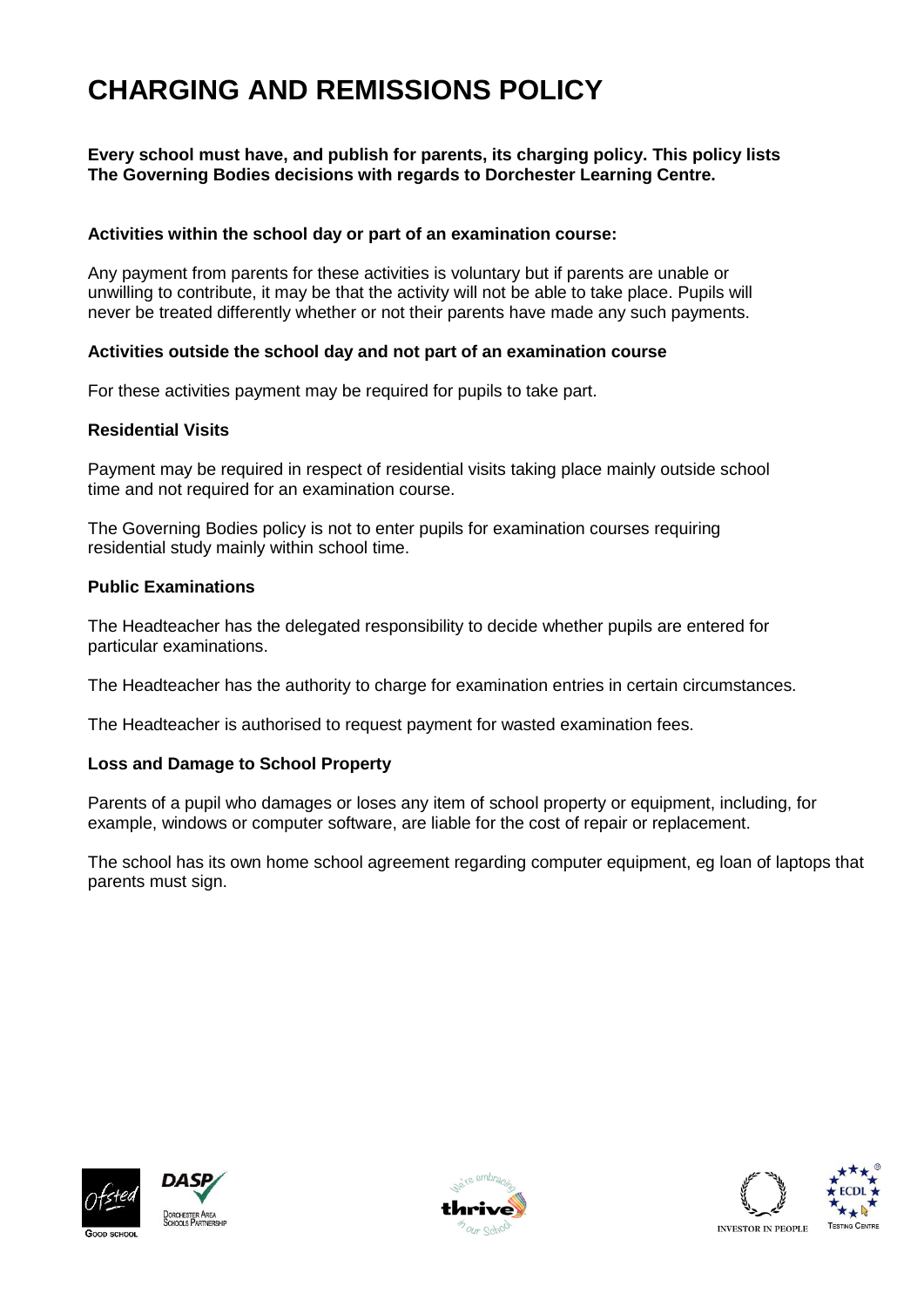# CHARGING AND REMISSIONS POLICY

**Every school must have, and publish for parents, its charging policy. This policy lists The Governing Bodies decisions with regards to Dorchester Learning Centre.**

**Activities within the school day or part of an examination course:**

Any payment from parents for these activities is voluntary but if parents are unable or unwilling to contribute, it may be that the activity will not be able to take place. Pupils will never be treated differently whether or not their parents have made any such payments.

**Activities outside the school day and not part of an examination course**

For these activities payment may be required for pupils to take part.

**Residential Visits**

Payment may be required in respect of residential visits taking place mainly outside school time and not required for an examination course.

The Governing Bodies policy is not to enter pupils for examination courses requiring residential study mainly within school time.

**Public Examinations**

The Headteacher has the delegated responsibility to decide whether pupils are entered for particular examinations.

The Headteacher has the authority to charge for examination entries in certain circumstances.

The Headteacher is authorised to request payment for wasted examination fees.

**Loss and Damage to School Property**

Parents of a pupil who damages or loses any item of school property or equipment, including, for example, windows or computer software, are liable for the cost of repair or replacement.

The school has its own home school agreement regarding computer equipment, eg loan of laptops that parents must sign.